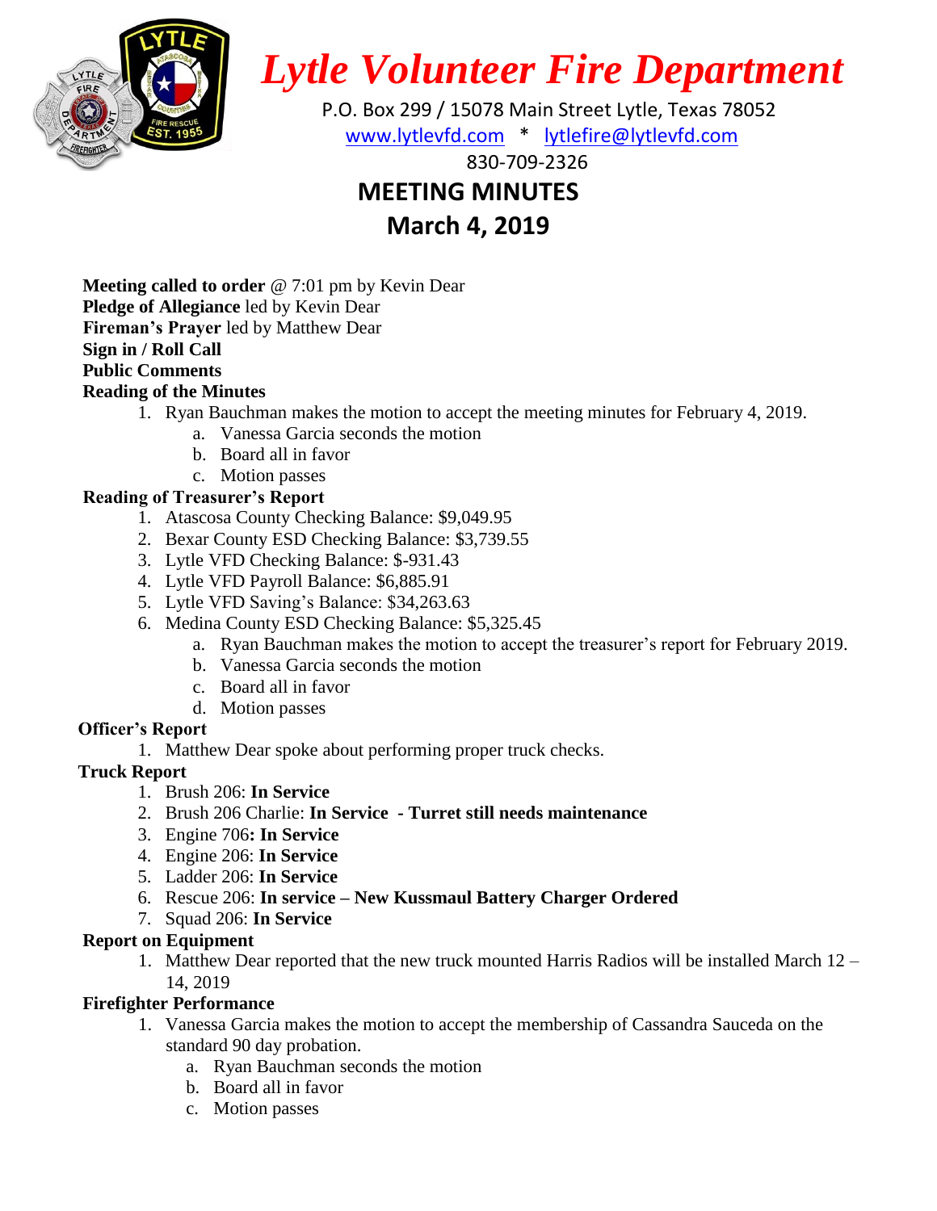# *Lytle Volunteer Fire Department*

P.O. Box 299 / 15078 Main Street Lytle, Texas 78052

www.lytlevfd.com * lytlefire@lytlevfd.com

830-709-2326

## MEETING MINUTES
## March 4, 2019

**Meeting called to order** @ 7:01 pm by Kevin Dear
**Pledge of Allegiance** led by Kevin Dear
**Fireman's Prayer** led by Matthew Dear
**Sign in / Roll Call**
**Public Comments**
**Reading of the Minutes**

1. Ryan Bauchman makes the motion to accept the meeting minutes for February 4, 2019.
   a. Vanessa Garcia seconds the motion
   b. Board all in favor
   c. Motion passes

**Reading of Treasurer's Report**

1. Atascosa County Checking Balance: $9,049.95
2. Bexar County ESD Checking Balance: $3,739.55
3. Lytle VFD Checking Balance: $-931.43
4. Lytle VFD Payroll Balance: $6,885.91
5. Lytle VFD Saving's Balance: $34,263.63
6. Medina County ESD Checking Balance: $5,325.45
   a. Ryan Bauchman makes the motion to accept the treasurer's report for February 2019.
   b. Vanessa Garcia seconds the motion
   c. Board all in favor
   d. Motion passes

**Officer's Report**

1. Matthew Dear spoke about performing proper truck checks.

**Truck Report**

1. Brush 206: **In Service**
2. Brush 206 Charlie: **In Service - Turret still needs maintenance**
3. Engine 706**: In Service**
4. Engine 206: **In Service**
5. Ladder 206: **In Service**
6. Rescue 206: **In service – New Kussmaul Battery Charger Ordered**
7. Squad 206: **In Service**

**Report on Equipment**

1. Matthew Dear reported that the new truck mounted Harris Radios will be installed March 12 – 14, 2019

**Firefighter Performance**

1. Vanessa Garcia makes the motion to accept the membership of Cassandra Sauceda on the standard 90 day probation.
   a. Ryan Bauchman seconds the motion
   b. Board all in favor
   c. Motion passes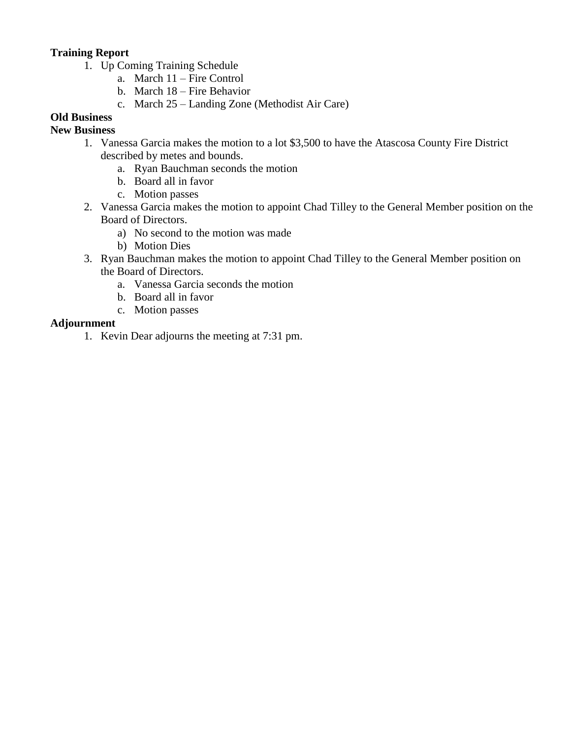**Training Report**

1. Up Coming Training Schedule
    a. March 11 – Fire Control
    b. March 18 – Fire Behavior
    c. March 25 – Landing Zone (Methodist Air Care)

**Old Business**

**New Business**

1. Vanessa Garcia makes the motion to a lot $3,500 to have the Atascosa County Fire District described by metes and bounds.
    a. Ryan Bauchman seconds the motion
    b. Board all in favor
    c. Motion passes
2. Vanessa Garcia makes the motion to appoint Chad Tilley to the General Member position on the Board of Directors.
    a) No second to the motion was made
    b) Motion Dies
3. Ryan Bauchman makes the motion to appoint Chad Tilley to the General Member position on the Board of Directors.
    a. Vanessa Garcia seconds the motion
    b. Board all in favor
    c. Motion passes

**Adjournment**

1. Kevin Dear adjourns the meeting at 7:31 pm.